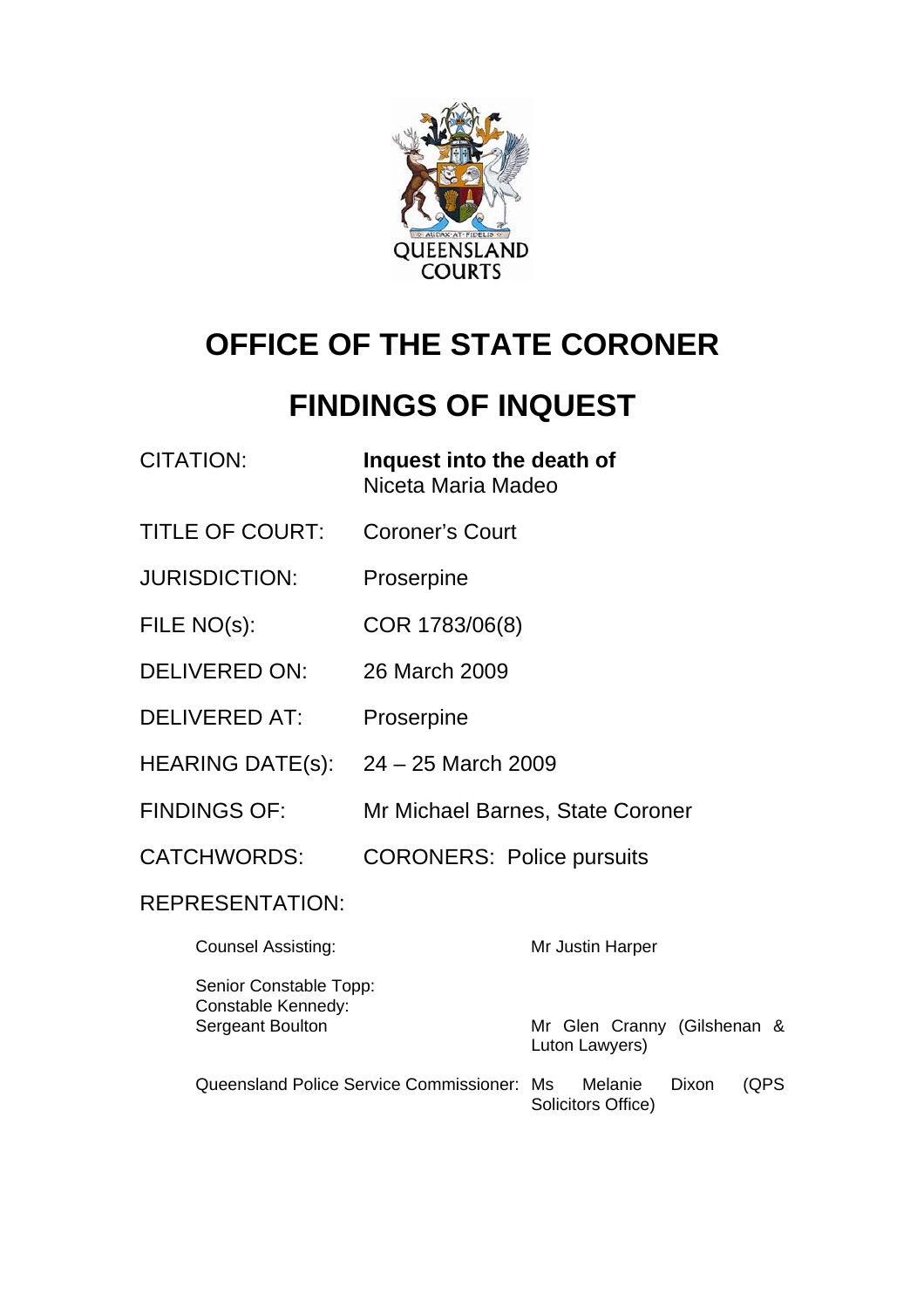QUEENSLAND COURTS

# OFFICE OF THE STATE CORONER

# FINDINGS OF INQUEST

| | |
|---|---|
| CITATION: | **Inquest into the death of** Niceta Maria Madeo |
| TITLE OF COURT: | Coroner's Court |
| JURISDICTION: | Proserpine |
| FILE NO(s): | COR 1783/06(8) |
| DELIVERED ON: | 26 March 2009 |
| DELIVERED AT: | Proserpine |
| HEARING DATE(s): | 24 – 25 March 2009 |
| FINDINGS OF: | Mr Michael Barnes, State Coroner |
| CATCHWORDS: | CORONERS: Police pursuits |

REPRESENTATION:

| | |
|---|---|
| Counsel Assisting: | Mr Justin Harper |
| Senior Constable Topp: Constable Kennedy: Sergeant Boulton | Mr Glen Cranny (Gilshenan & Luton Lawyers) |
| Queensland Police Service Commissioner: | Ms Melanie Dixon (QPS Solicitors Office) |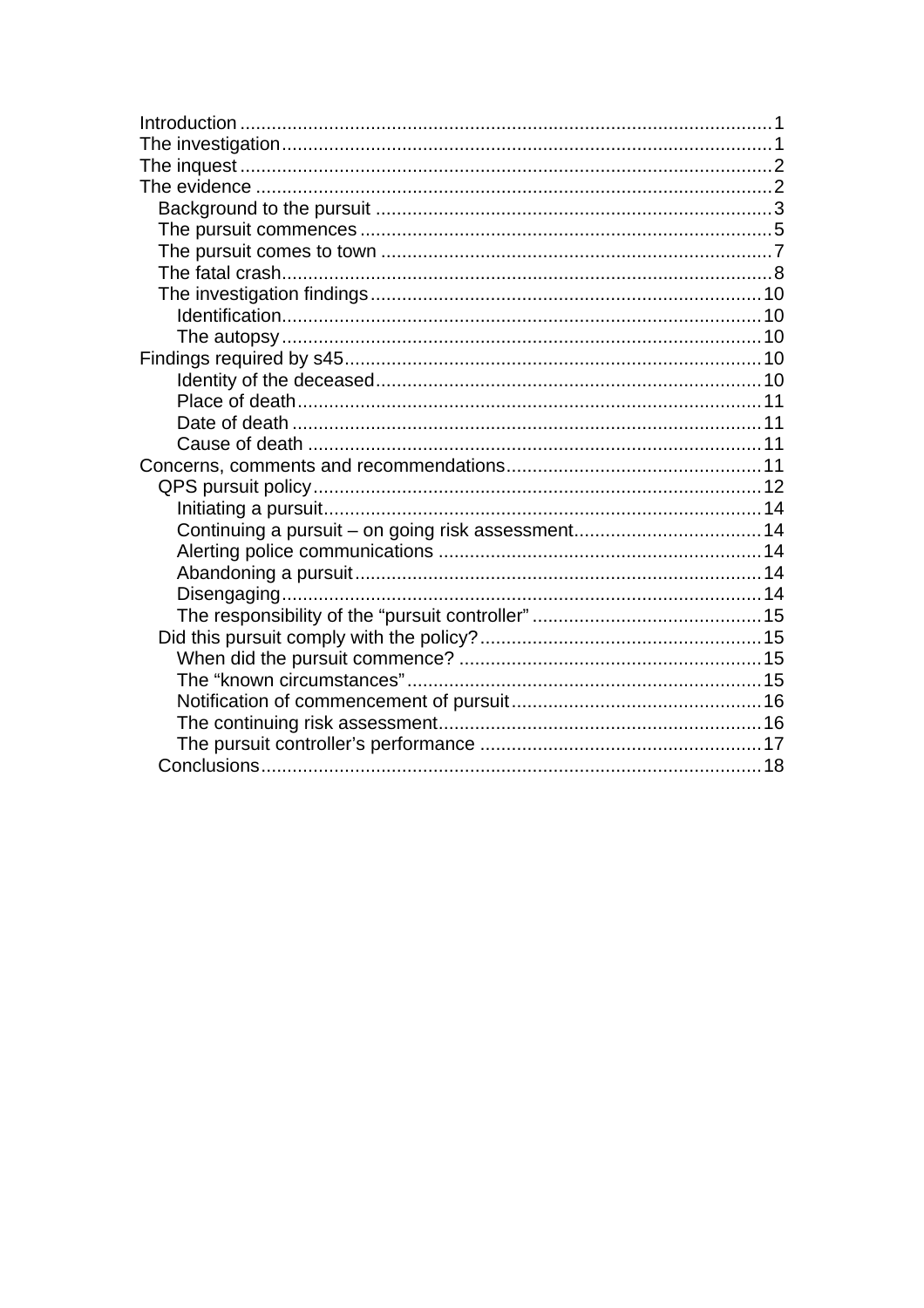Introduction .................................................................................................... 1
The investigation............................................................................................ 1
The inquest ..................................................................................................... 2
The evidence .................................................................................................. 2
  Background to the pursuit ........................................................................... 3
  The pursuit commences .............................................................................. 5
  The pursuit comes to town ........................................................................... 7
  The fatal crash.............................................................................................. 8
  The investigation findings ........................................................................... 10
    Identification........................................................................................... 10
    The autopsy ........................................................................................... 10
Findings required by s45............................................................................... 10
    Identity of the deceased......................................................................... 10
    Place of death........................................................................................ 11
    Date of death ......................................................................................... 11
    Cause of death ...................................................................................... 11
Concerns, comments and recommendations................................................ 11
  QPS pursuit policy...................................................................................... 12
    Initiating a pursuit................................................................................... 14
    Continuing a pursuit – on going risk assessment.................................... 14
    Alerting police communications ............................................................. 14
    Abandoning a pursuit ............................................................................. 14
    Disengaging........................................................................................... 14
    The responsibility of the “pursuit controller” ............................................ 15
  Did this pursuit comply with the policy?...................................................... 15
    When did the pursuit commence? .......................................................... 15
    The “known circumstances”.................................................................... 15
    Notification of commencement of pursuit................................................ 16
    The continuing risk assessment............................................................. 16
    The pursuit controller’s performance ..................................................... 17
  Conclusions................................................................................................ 18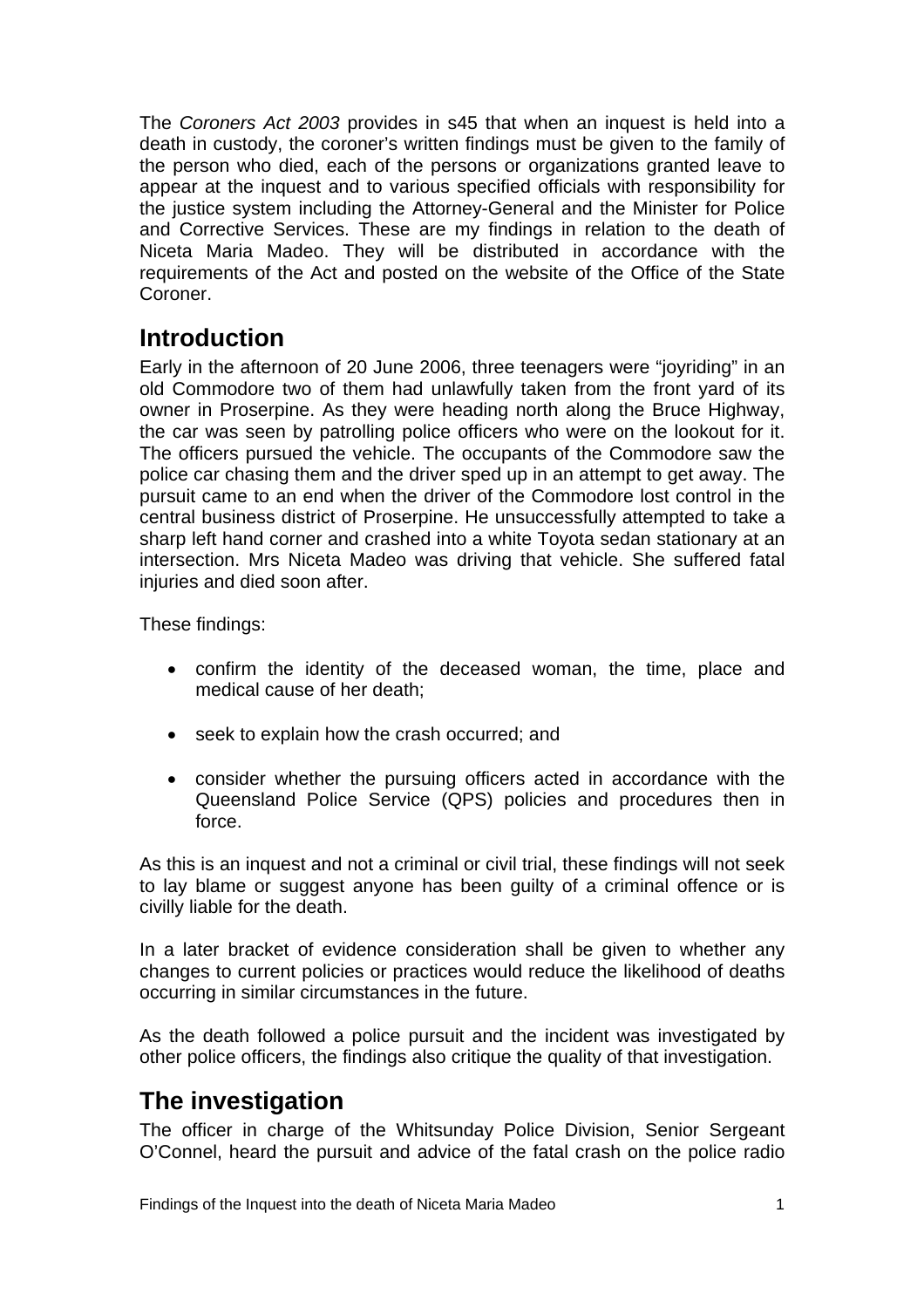The *Coroners Act 2003* provides in s45 that when an inquest is held into a death in custody, the coroner's written findings must be given to the family of the person who died, each of the persons or organizations granted leave to appear at the inquest and to various specified officials with responsibility for the justice system including the Attorney-General and the Minister for Police and Corrective Services. These are my findings in relation to the death of Niceta Maria Madeo. They will be distributed in accordance with the requirements of the Act and posted on the website of the Office of the State Coroner.

## Introduction

Early in the afternoon of 20 June 2006, three teenagers were "joyriding" in an old Commodore two of them had unlawfully taken from the front yard of its owner in Proserpine. As they were heading north along the Bruce Highway, the car was seen by patrolling police officers who were on the lookout for it. The officers pursued the vehicle. The occupants of the Commodore saw the police car chasing them and the driver sped up in an attempt to get away. The pursuit came to an end when the driver of the Commodore lost control in the central business district of Proserpine. He unsuccessfully attempted to take a sharp left hand corner and crashed into a white Toyota sedan stationary at an intersection. Mrs Niceta Madeo was driving that vehicle. She suffered fatal injuries and died soon after.

These findings:

- confirm the identity of the deceased woman, the time, place and medical cause of her death;
- seek to explain how the crash occurred; and
- consider whether the pursuing officers acted in accordance with the Queensland Police Service (QPS) policies and procedures then in force.

As this is an inquest and not a criminal or civil trial, these findings will not seek to lay blame or suggest anyone has been guilty of a criminal offence or is civilly liable for the death.

In a later bracket of evidence consideration shall be given to whether any changes to current policies or practices would reduce the likelihood of deaths occurring in similar circumstances in the future.

As the death followed a police pursuit and the incident was investigated by other police officers, the findings also critique the quality of that investigation.

## The investigation

The officer in charge of the Whitsunday Police Division, Senior Sergeant O'Connel, heard the pursuit and advice of the fatal crash on the police radio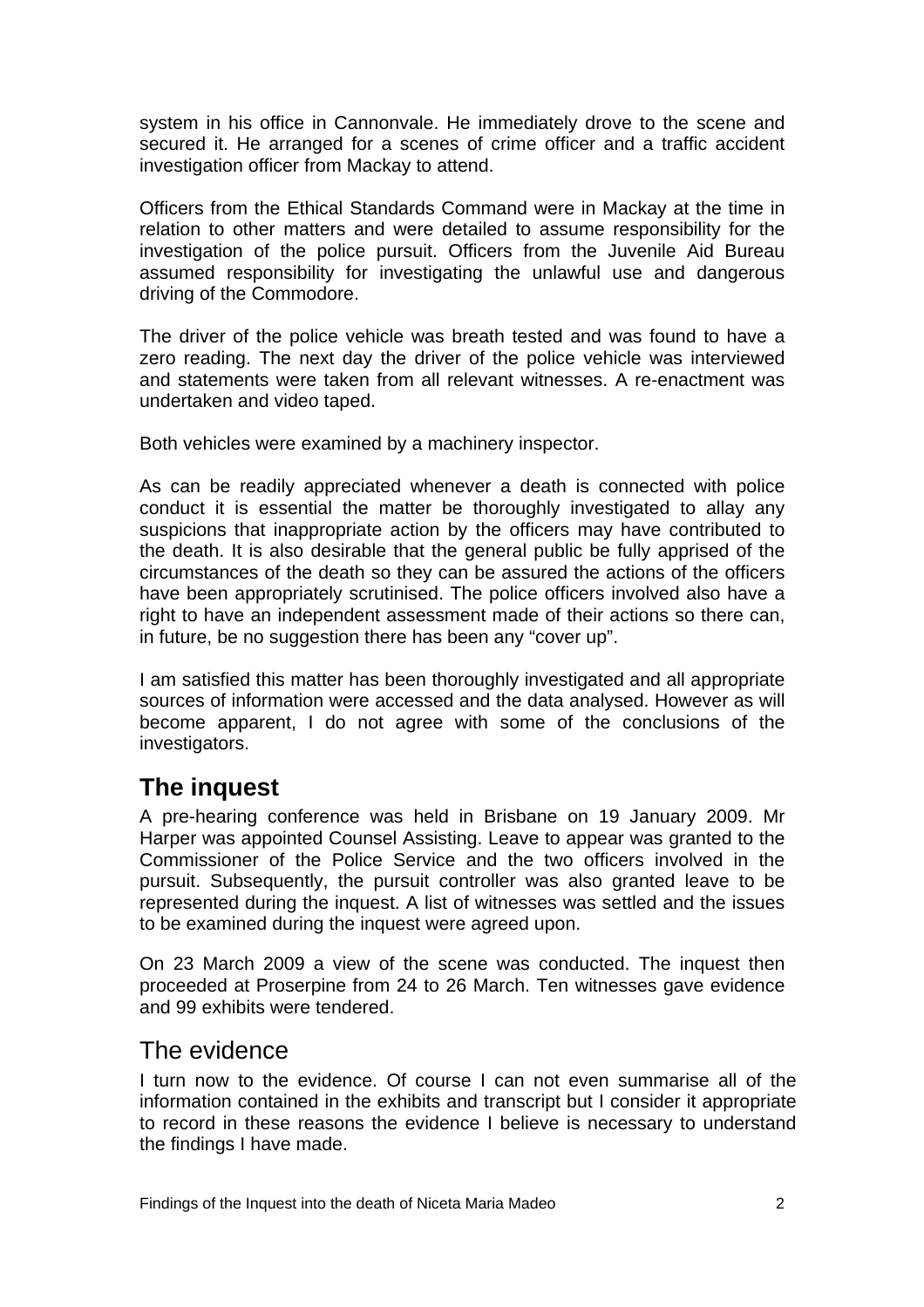system in his office in Cannonvale. He immediately drove to the scene and secured it. He arranged for a scenes of crime officer and a traffic accident investigation officer from Mackay to attend.

Officers from the Ethical Standards Command were in Mackay at the time in relation to other matters and were detailed to assume responsibility for the investigation of the police pursuit. Officers from the Juvenile Aid Bureau assumed responsibility for investigating the unlawful use and dangerous driving of the Commodore.

The driver of the police vehicle was breath tested and was found to have a zero reading. The next day the driver of the police vehicle was interviewed and statements were taken from all relevant witnesses. A re-enactment was undertaken and video taped.

Both vehicles were examined by a machinery inspector.

As can be readily appreciated whenever a death is connected with police conduct it is essential the matter be thoroughly investigated to allay any suspicions that inappropriate action by the officers may have contributed to the death. It is also desirable that the general public be fully apprised of the circumstances of the death so they can be assured the actions of the officers have been appropriately scrutinised. The police officers involved also have a right to have an independent assessment made of their actions so there can, in future, be no suggestion there has been any "cover up".

I am satisfied this matter has been thoroughly investigated and all appropriate sources of information were accessed and the data analysed. However as will become apparent, I do not agree with some of the conclusions of the investigators.

## The inquest

A pre-hearing conference was held in Brisbane on 19 January 2009. Mr Harper was appointed Counsel Assisting. Leave to appear was granted to the Commissioner of the Police Service and the two officers involved in the pursuit. Subsequently, the pursuit controller was also granted leave to be represented during the inquest. A list of witnesses was settled and the issues to be examined during the inquest were agreed upon.

On 23 March 2009 a view of the scene was conducted. The inquest then proceeded at Proserpine from 24 to 26 March. Ten witnesses gave evidence and 99 exhibits were tendered.

### The evidence

I turn now to the evidence. Of course I can not even summarise all of the information contained in the exhibits and transcript but I consider it appropriate to record in these reasons the evidence I believe is necessary to understand the findings I have made.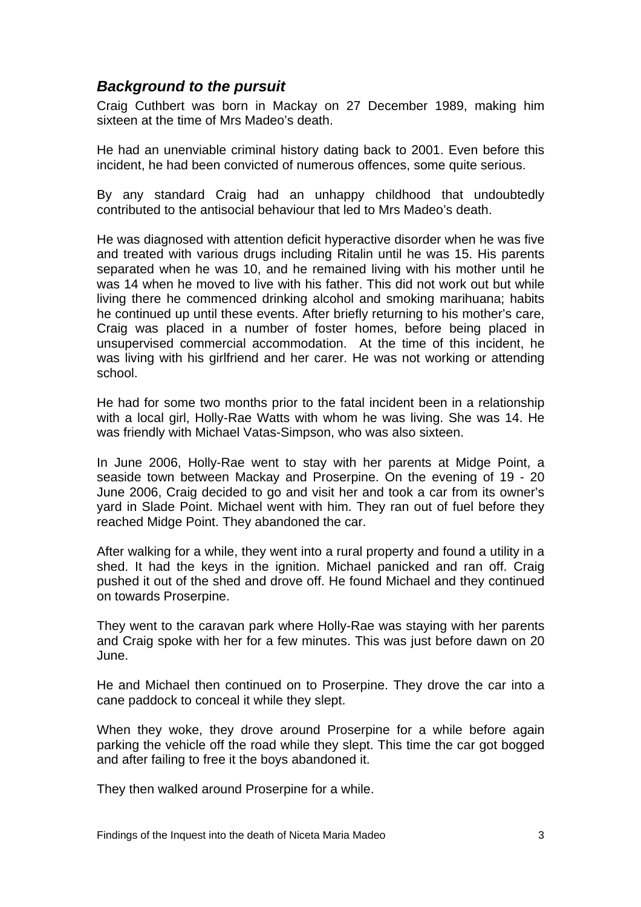## *Background to the pursuit*

Craig Cuthbert was born in Mackay on 27 December 1989, making him sixteen at the time of Mrs Madeo's death.

He had an unenviable criminal history dating back to 2001. Even before this incident, he had been convicted of numerous offences, some quite serious.

By any standard Craig had an unhappy childhood that undoubtedly contributed to the antisocial behaviour that led to Mrs Madeo's death.

He was diagnosed with attention deficit hyperactive disorder when he was five and treated with various drugs including Ritalin until he was 15. His parents separated when he was 10, and he remained living with his mother until he was 14 when he moved to live with his father. This did not work out but while living there he commenced drinking alcohol and smoking marihuana; habits he continued up until these events. After briefly returning to his mother's care, Craig was placed in a number of foster homes, before being placed in unsupervised commercial accommodation. At the time of this incident, he was living with his girlfriend and her carer. He was not working or attending school.

He had for some two months prior to the fatal incident been in a relationship with a local girl, Holly-Rae Watts with whom he was living. She was 14. He was friendly with Michael Vatas-Simpson, who was also sixteen.

In June 2006, Holly-Rae went to stay with her parents at Midge Point, a seaside town between Mackay and Proserpine. On the evening of 19 - 20 June 2006, Craig decided to go and visit her and took a car from its owner's yard in Slade Point. Michael went with him. They ran out of fuel before they reached Midge Point. They abandoned the car.

After walking for a while, they went into a rural property and found a utility in a shed. It had the keys in the ignition. Michael panicked and ran off. Craig pushed it out of the shed and drove off. He found Michael and they continued on towards Proserpine.

They went to the caravan park where Holly-Rae was staying with her parents and Craig spoke with her for a few minutes. This was just before dawn on 20 June.

He and Michael then continued on to Proserpine. They drove the car into a cane paddock to conceal it while they slept.

When they woke, they drove around Proserpine for a while before again parking the vehicle off the road while they slept. This time the car got bogged and after failing to free it the boys abandoned it.

They then walked around Proserpine for a while.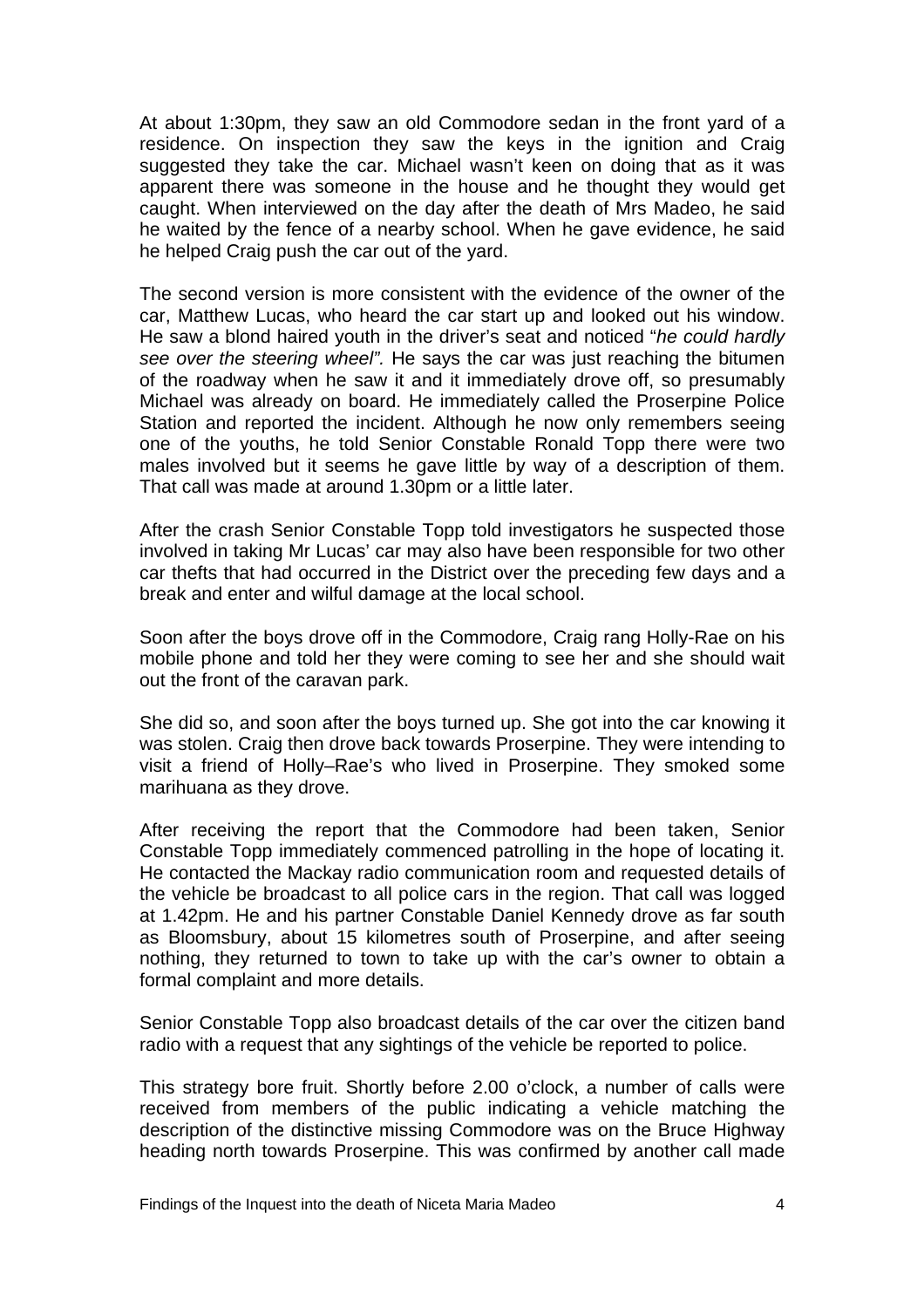At about 1:30pm, they saw an old Commodore sedan in the front yard of a residence. On inspection they saw the keys in the ignition and Craig suggested they take the car. Michael wasn't keen on doing that as it was apparent there was someone in the house and he thought they would get caught. When interviewed on the day after the death of Mrs Madeo, he said he waited by the fence of a nearby school. When he gave evidence, he said he helped Craig push the car out of the yard.

The second version is more consistent with the evidence of the owner of the car, Matthew Lucas, who heard the car start up and looked out his window. He saw a blond haired youth in the driver's seat and noticed "*he could hardly see over the steering wheel".* He says the car was just reaching the bitumen of the roadway when he saw it and it immediately drove off, so presumably Michael was already on board. He immediately called the Proserpine Police Station and reported the incident. Although he now only remembers seeing one of the youths, he told Senior Constable Ronald Topp there were two males involved but it seems he gave little by way of a description of them. That call was made at around 1.30pm or a little later.

After the crash Senior Constable Topp told investigators he suspected those involved in taking Mr Lucas' car may also have been responsible for two other car thefts that had occurred in the District over the preceding few days and a break and enter and wilful damage at the local school.

Soon after the boys drove off in the Commodore, Craig rang Holly-Rae on his mobile phone and told her they were coming to see her and she should wait out the front of the caravan park.

She did so, and soon after the boys turned up. She got into the car knowing it was stolen. Craig then drove back towards Proserpine. They were intending to visit a friend of Holly–Rae's who lived in Proserpine. They smoked some marihuana as they drove.

After receiving the report that the Commodore had been taken, Senior Constable Topp immediately commenced patrolling in the hope of locating it. He contacted the Mackay radio communication room and requested details of the vehicle be broadcast to all police cars in the region. That call was logged at 1.42pm. He and his partner Constable Daniel Kennedy drove as far south as Bloomsbury, about 15 kilometres south of Proserpine, and after seeing nothing, they returned to town to take up with the car's owner to obtain a formal complaint and more details.

Senior Constable Topp also broadcast details of the car over the citizen band radio with a request that any sightings of the vehicle be reported to police.

This strategy bore fruit. Shortly before 2.00 o'clock, a number of calls were received from members of the public indicating a vehicle matching the description of the distinctive missing Commodore was on the Bruce Highway heading north towards Proserpine. This was confirmed by another call made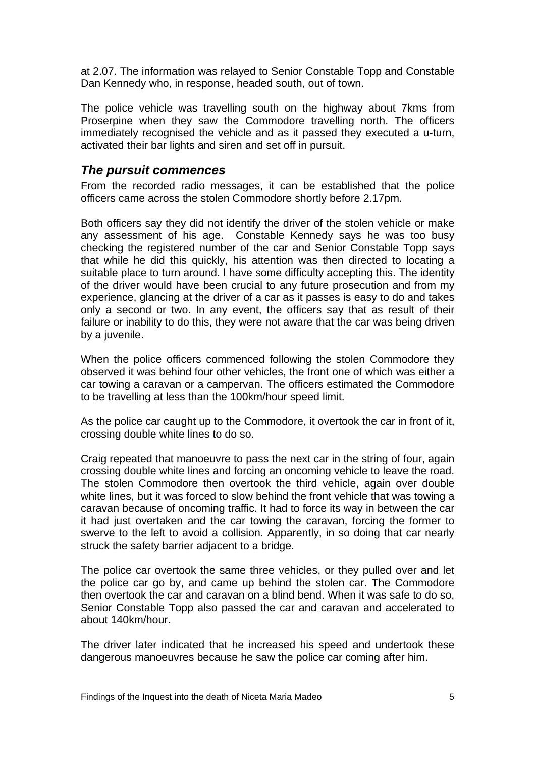at 2.07. The information was relayed to Senior Constable Topp and Constable Dan Kennedy who, in response, headed south, out of town.

The police vehicle was travelling south on the highway about 7kms from Proserpine when they saw the Commodore travelling north. The officers immediately recognised the vehicle and as it passed they executed a u-turn, activated their bar lights and siren and set off in pursuit.

### *The pursuit commences*

From the recorded radio messages, it can be established that the police officers came across the stolen Commodore shortly before 2.17pm.

Both officers say they did not identify the driver of the stolen vehicle or make any assessment of his age. Constable Kennedy says he was too busy checking the registered number of the car and Senior Constable Topp says that while he did this quickly, his attention was then directed to locating a suitable place to turn around. I have some difficulty accepting this. The identity of the driver would have been crucial to any future prosecution and from my experience, glancing at the driver of a car as it passes is easy to do and takes only a second or two. In any event, the officers say that as result of their failure or inability to do this, they were not aware that the car was being driven by a juvenile.

When the police officers commenced following the stolen Commodore they observed it was behind four other vehicles, the front one of which was either a car towing a caravan or a campervan. The officers estimated the Commodore to be travelling at less than the 100km/hour speed limit.

As the police car caught up to the Commodore, it overtook the car in front of it, crossing double white lines to do so.

Craig repeated that manoeuvre to pass the next car in the string of four, again crossing double white lines and forcing an oncoming vehicle to leave the road. The stolen Commodore then overtook the third vehicle, again over double white lines, but it was forced to slow behind the front vehicle that was towing a caravan because of oncoming traffic. It had to force its way in between the car it had just overtaken and the car towing the caravan, forcing the former to swerve to the left to avoid a collision. Apparently, in so doing that car nearly struck the safety barrier adjacent to a bridge.

The police car overtook the same three vehicles, or they pulled over and let the police car go by, and came up behind the stolen car. The Commodore then overtook the car and caravan on a blind bend. When it was safe to do so, Senior Constable Topp also passed the car and caravan and accelerated to about 140km/hour.

The driver later indicated that he increased his speed and undertook these dangerous manoeuvres because he saw the police car coming after him.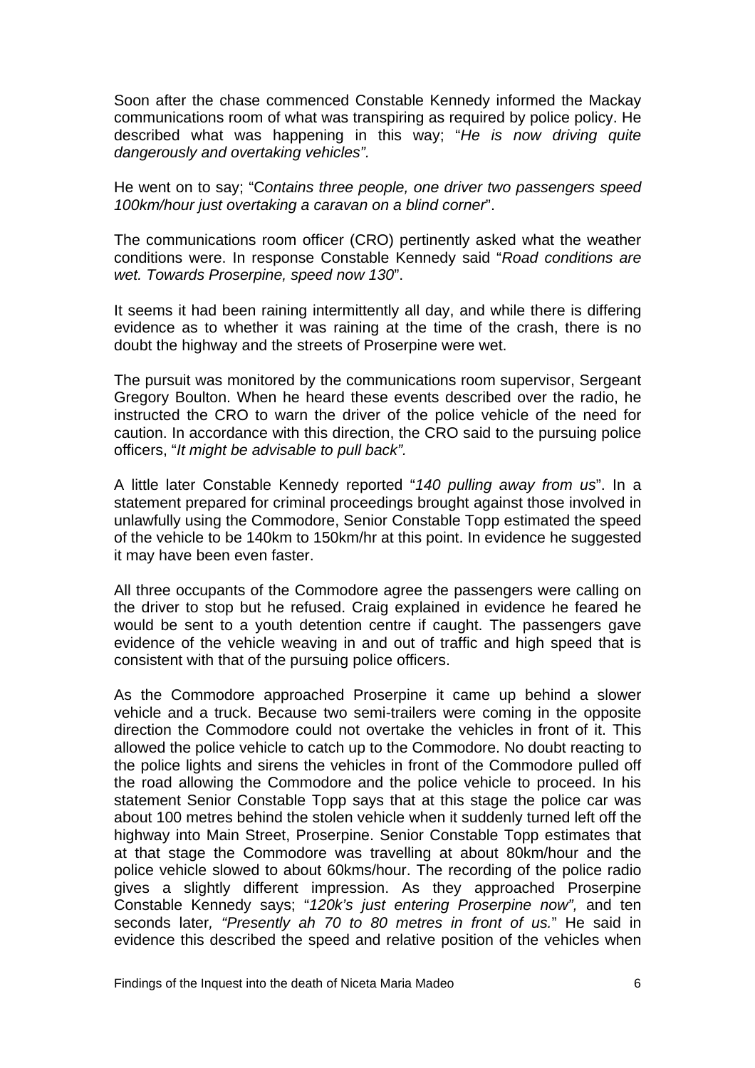Soon after the chase commenced Constable Kennedy informed the Mackay communications room of what was transpiring as required by police policy. He described what was happening in this way; "*He is now driving quite dangerously and overtaking vehicles".*

He went on to say; "C*ontains three people, one driver two passengers speed 100km/hour just overtaking a caravan on a blind corner*".

The communications room officer (CRO) pertinently asked what the weather conditions were. In response Constable Kennedy said "*Road conditions are wet. Towards Proserpine, speed now 130*".

It seems it had been raining intermittently all day, and while there is differing evidence as to whether it was raining at the time of the crash, there is no doubt the highway and the streets of Proserpine were wet.

The pursuit was monitored by the communications room supervisor, Sergeant Gregory Boulton. When he heard these events described over the radio, he instructed the CRO to warn the driver of the police vehicle of the need for caution. In accordance with this direction, the CRO said to the pursuing police officers, "*It might be advisable to pull back".*

A little later Constable Kennedy reported "*140 pulling away from us*". In a statement prepared for criminal proceedings brought against those involved in unlawfully using the Commodore, Senior Constable Topp estimated the speed of the vehicle to be 140km to 150km/hr at this point. In evidence he suggested it may have been even faster.

All three occupants of the Commodore agree the passengers were calling on the driver to stop but he refused. Craig explained in evidence he feared he would be sent to a youth detention centre if caught. The passengers gave evidence of the vehicle weaving in and out of traffic and high speed that is consistent with that of the pursuing police officers.

As the Commodore approached Proserpine it came up behind a slower vehicle and a truck. Because two semi-trailers were coming in the opposite direction the Commodore could not overtake the vehicles in front of it. This allowed the police vehicle to catch up to the Commodore. No doubt reacting to the police lights and sirens the vehicles in front of the Commodore pulled off the road allowing the Commodore and the police vehicle to proceed. In his statement Senior Constable Topp says that at this stage the police car was about 100 metres behind the stolen vehicle when it suddenly turned left off the highway into Main Street, Proserpine. Senior Constable Topp estimates that at that stage the Commodore was travelling at about 80km/hour and the police vehicle slowed to about 60kms/hour. The recording of the police radio gives a slightly different impression. As they approached Proserpine Constable Kennedy says; "*120k's just entering Proserpine now",* and ten seconds later*, "Presently ah 70 to 80 metres in front of us.*" He said in evidence this described the speed and relative position of the vehicles when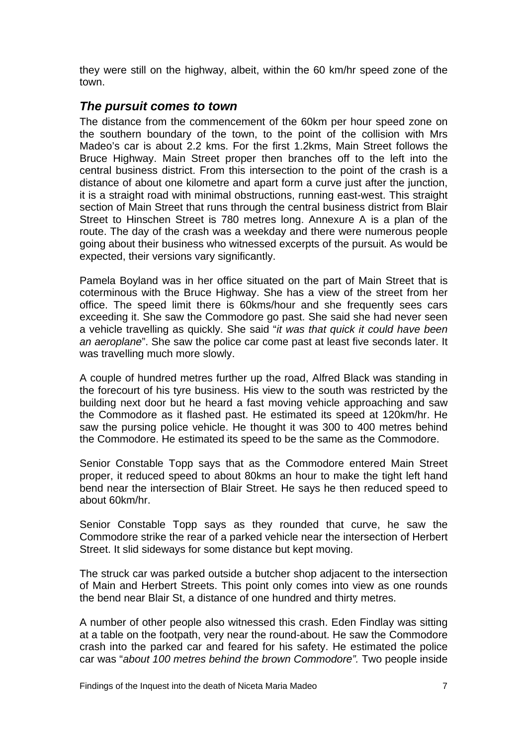they were still on the highway, albeit, within the 60 km/hr speed zone of the town.

## *The pursuit comes to town*

The distance from the commencement of the 60km per hour speed zone on the southern boundary of the town, to the point of the collision with Mrs Madeo's car is about 2.2 kms. For the first 1.2kms, Main Street follows the Bruce Highway. Main Street proper then branches off to the left into the central business district. From this intersection to the point of the crash is a distance of about one kilometre and apart form a curve just after the junction, it is a straight road with minimal obstructions, running east-west. This straight section of Main Street that runs through the central business district from Blair Street to Hinschen Street is 780 metres long. Annexure A is a plan of the route. The day of the crash was a weekday and there were numerous people going about their business who witnessed excerpts of the pursuit. As would be expected, their versions vary significantly.

Pamela Boyland was in her office situated on the part of Main Street that is coterminous with the Bruce Highway. She has a view of the street from her office. The speed limit there is 60kms/hour and she frequently sees cars exceeding it. She saw the Commodore go past. She said she had never seen a vehicle travelling as quickly. She said "*it was that quick it could have been an aeroplane*". She saw the police car come past at least five seconds later. It was travelling much more slowly.

A couple of hundred metres further up the road, Alfred Black was standing in the forecourt of his tyre business. His view to the south was restricted by the building next door but he heard a fast moving vehicle approaching and saw the Commodore as it flashed past. He estimated its speed at 120km/hr. He saw the pursing police vehicle. He thought it was 300 to 400 metres behind the Commodore. He estimated its speed to be the same as the Commodore.

Senior Constable Topp says that as the Commodore entered Main Street proper, it reduced speed to about 80kms an hour to make the tight left hand bend near the intersection of Blair Street. He says he then reduced speed to about 60km/hr.

Senior Constable Topp says as they rounded that curve, he saw the Commodore strike the rear of a parked vehicle near the intersection of Herbert Street. It slid sideways for some distance but kept moving.

The struck car was parked outside a butcher shop adjacent to the intersection of Main and Herbert Streets. This point only comes into view as one rounds the bend near Blair St, a distance of one hundred and thirty metres.

A number of other people also witnessed this crash. Eden Findlay was sitting at a table on the footpath, very near the round-about. He saw the Commodore crash into the parked car and feared for his safety. He estimated the police car was "*about 100 metres behind the brown Commodore".* Two people inside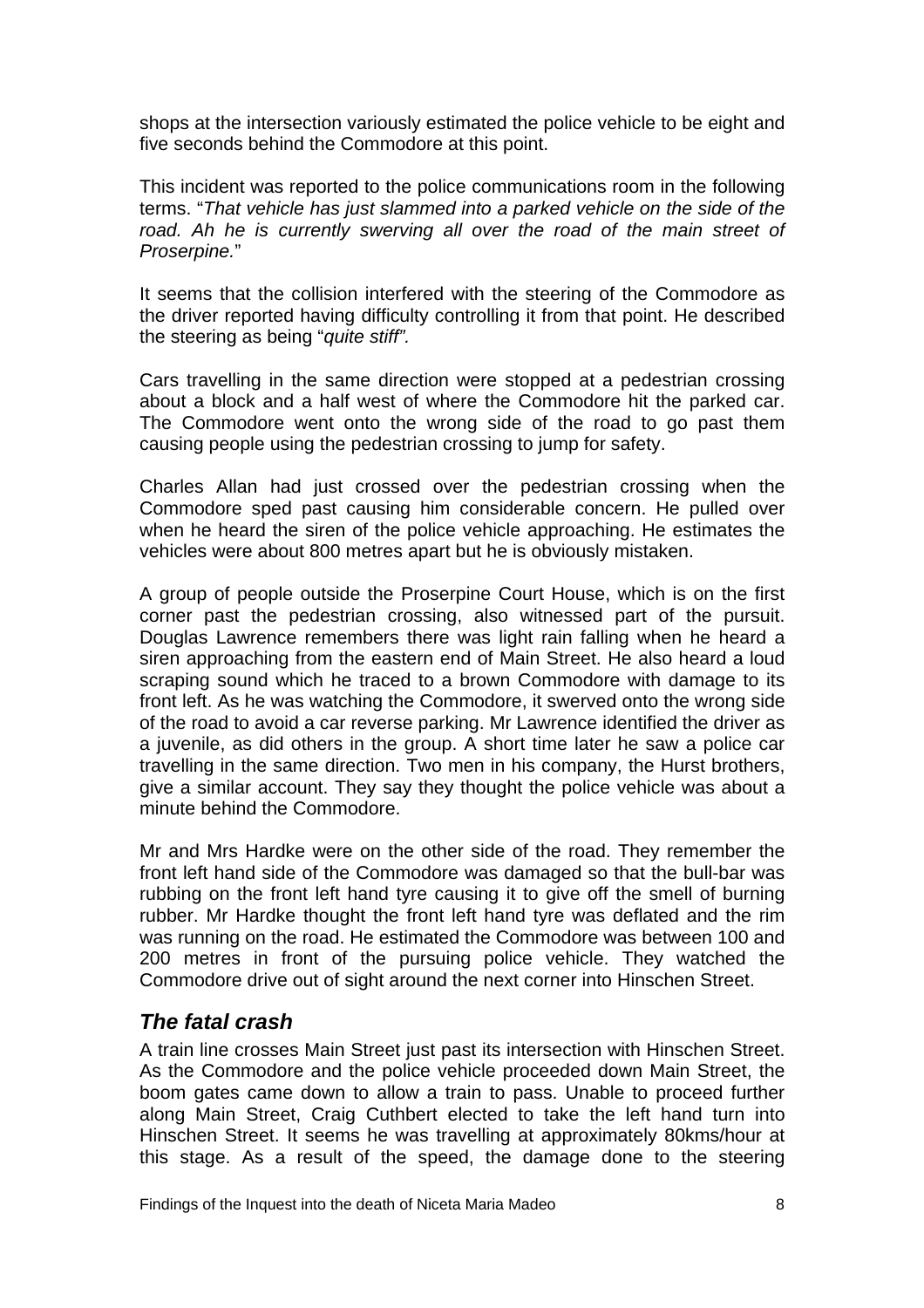shops at the intersection variously estimated the police vehicle to be eight and five seconds behind the Commodore at this point.

This incident was reported to the police communications room in the following terms. "*That vehicle has just slammed into a parked vehicle on the side of the road. Ah he is currently swerving all over the road of the main street of Proserpine.*"

It seems that the collision interfered with the steering of the Commodore as the driver reported having difficulty controlling it from that point. He described the steering as being "*quite stiff".*

Cars travelling in the same direction were stopped at a pedestrian crossing about a block and a half west of where the Commodore hit the parked car. The Commodore went onto the wrong side of the road to go past them causing people using the pedestrian crossing to jump for safety.

Charles Allan had just crossed over the pedestrian crossing when the Commodore sped past causing him considerable concern. He pulled over when he heard the siren of the police vehicle approaching. He estimates the vehicles were about 800 metres apart but he is obviously mistaken.

A group of people outside the Proserpine Court House, which is on the first corner past the pedestrian crossing, also witnessed part of the pursuit. Douglas Lawrence remembers there was light rain falling when he heard a siren approaching from the eastern end of Main Street. He also heard a loud scraping sound which he traced to a brown Commodore with damage to its front left. As he was watching the Commodore, it swerved onto the wrong side of the road to avoid a car reverse parking. Mr Lawrence identified the driver as a juvenile, as did others in the group. A short time later he saw a police car travelling in the same direction. Two men in his company, the Hurst brothers, give a similar account. They say they thought the police vehicle was about a minute behind the Commodore.

Mr and Mrs Hardke were on the other side of the road. They remember the front left hand side of the Commodore was damaged so that the bull-bar was rubbing on the front left hand tyre causing it to give off the smell of burning rubber. Mr Hardke thought the front left hand tyre was deflated and the rim was running on the road. He estimated the Commodore was between 100 and 200 metres in front of the pursuing police vehicle. They watched the Commodore drive out of sight around the next corner into Hinschen Street.

## *The fatal crash*

A train line crosses Main Street just past its intersection with Hinschen Street. As the Commodore and the police vehicle proceeded down Main Street, the boom gates came down to allow a train to pass. Unable to proceed further along Main Street, Craig Cuthbert elected to take the left hand turn into Hinschen Street. It seems he was travelling at approximately 80kms/hour at this stage. As a result of the speed, the damage done to the steering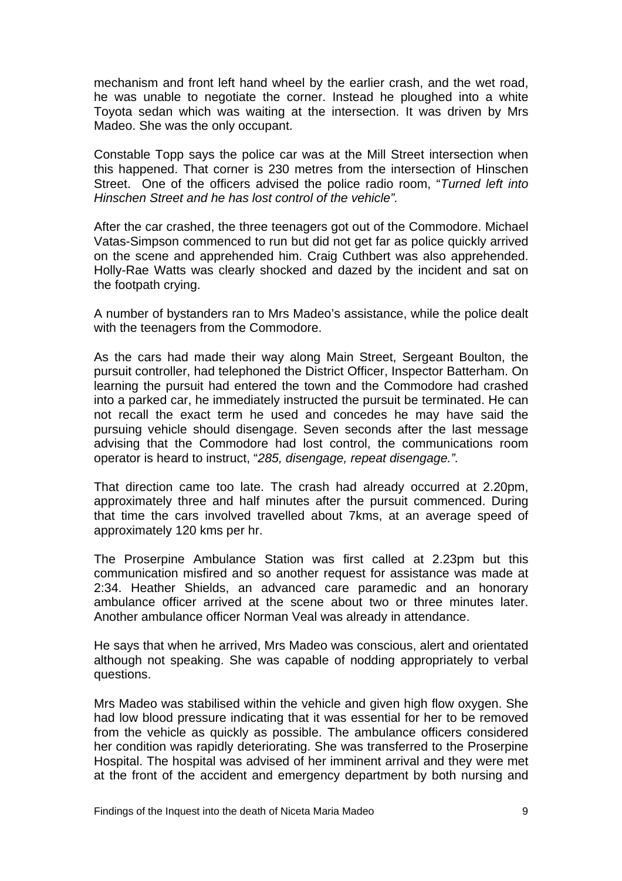mechanism and front left hand wheel by the earlier crash, and the wet road, he was unable to negotiate the corner. Instead he ploughed into a white Toyota sedan which was waiting at the intersection. It was driven by Mrs Madeo. She was the only occupant.

Constable Topp says the police car was at the Mill Street intersection when this happened. That corner is 230 metres from the intersection of Hinschen Street. One of the officers advised the police radio room, "*Turned left into Hinschen Street and he has lost control of the vehicle".*

After the car crashed, the three teenagers got out of the Commodore. Michael Vatas-Simpson commenced to run but did not get far as police quickly arrived on the scene and apprehended him. Craig Cuthbert was also apprehended. Holly-Rae Watts was clearly shocked and dazed by the incident and sat on the footpath crying.

A number of bystanders ran to Mrs Madeo's assistance, while the police dealt with the teenagers from the Commodore.

As the cars had made their way along Main Street, Sergeant Boulton, the pursuit controller, had telephoned the District Officer, Inspector Batterham. On learning the pursuit had entered the town and the Commodore had crashed into a parked car, he immediately instructed the pursuit be terminated. He can not recall the exact term he used and concedes he may have said the pursuing vehicle should disengage. Seven seconds after the last message advising that the Commodore had lost control, the communications room operator is heard to instruct, "*285, disengage, repeat disengage.".*

That direction came too late. The crash had already occurred at 2.20pm, approximately three and half minutes after the pursuit commenced. During that time the cars involved travelled about 7kms, at an average speed of approximately 120 kms per hr.

The Proserpine Ambulance Station was first called at 2.23pm but this communication misfired and so another request for assistance was made at 2:34. Heather Shields, an advanced care paramedic and an honorary ambulance officer arrived at the scene about two or three minutes later. Another ambulance officer Norman Veal was already in attendance.

He says that when he arrived, Mrs Madeo was conscious, alert and orientated although not speaking. She was capable of nodding appropriately to verbal questions.

Mrs Madeo was stabilised within the vehicle and given high flow oxygen. She had low blood pressure indicating that it was essential for her to be removed from the vehicle as quickly as possible. The ambulance officers considered her condition was rapidly deteriorating. She was transferred to the Proserpine Hospital. The hospital was advised of her imminent arrival and they were met at the front of the accident and emergency department by both nursing and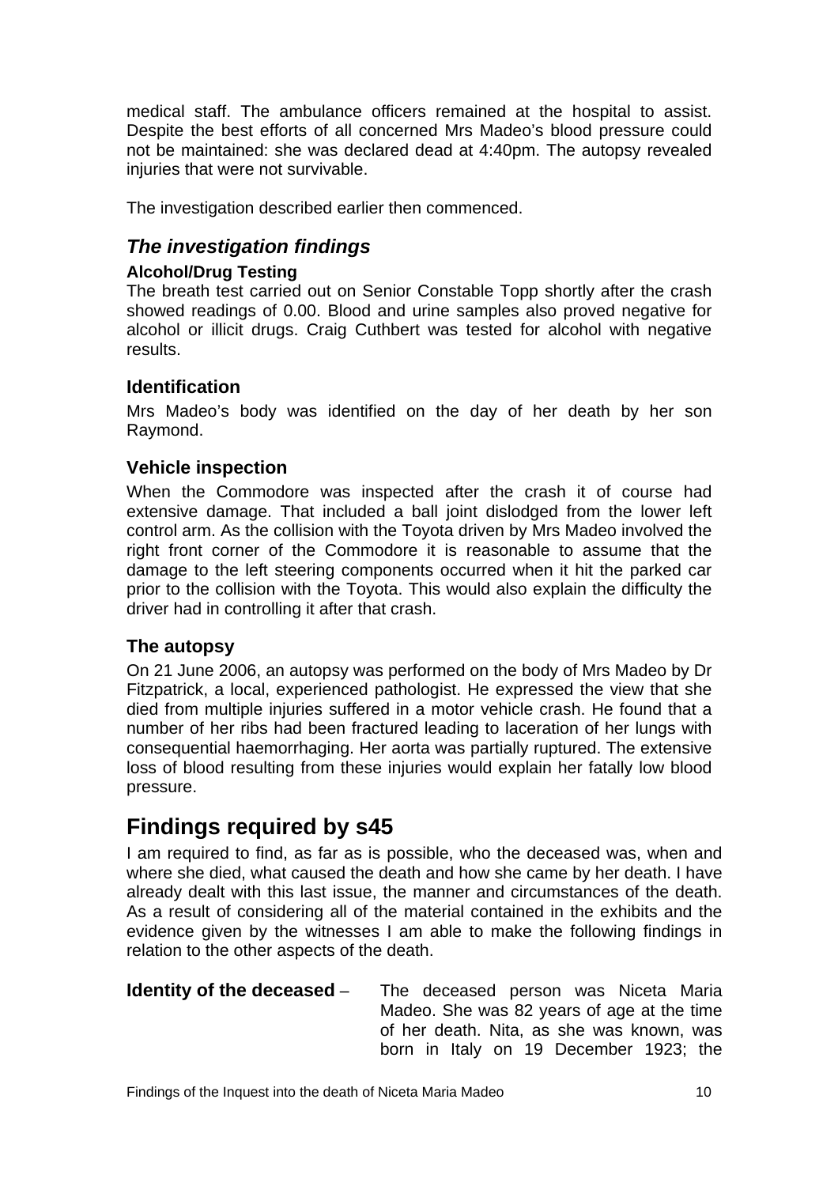medical staff. The ambulance officers remained at the hospital to assist. Despite the best efforts of all concerned Mrs Madeo's blood pressure could not be maintained: she was declared dead at 4:40pm. The autopsy revealed injuries that were not survivable.

The investigation described earlier then commenced.

## *The investigation findings*

#### Alcohol/Drug Testing

The breath test carried out on Senior Constable Topp shortly after the crash showed readings of 0.00. Blood and urine samples also proved negative for alcohol or illicit drugs. Craig Cuthbert was tested for alcohol with negative results.

### Identification

Mrs Madeo's body was identified on the day of her death by her son Raymond.

### Vehicle inspection

When the Commodore was inspected after the crash it of course had extensive damage. That included a ball joint dislodged from the lower left control arm. As the collision with the Toyota driven by Mrs Madeo involved the right front corner of the Commodore it is reasonable to assume that the damage to the left steering components occurred when it hit the parked car prior to the collision with the Toyota. This would also explain the difficulty the driver had in controlling it after that crash.

### The autopsy

On 21 June 2006, an autopsy was performed on the body of Mrs Madeo by Dr Fitzpatrick, a local, experienced pathologist. He expressed the view that she died from multiple injuries suffered in a motor vehicle crash. He found that a number of her ribs had been fractured leading to laceration of her lungs with consequential haemorrhaging. Her aorta was partially ruptured. The extensive loss of blood resulting from these injuries would explain her fatally low blood pressure.

# Findings required by s45

I am required to find, as far as is possible, who the deceased was, when and where she died, what caused the death and how she came by her death. I have already dealt with this last issue, the manner and circumstances of the death. As a result of considering all of the material contained in the exhibits and the evidence given by the witnesses I am able to make the following findings in relation to the other aspects of the death.

**Identity of the deceased** – The deceased person was Niceta Maria Madeo. She was 82 years of age at the time of her death. Nita, as she was known, was born in Italy on 19 December 1923; the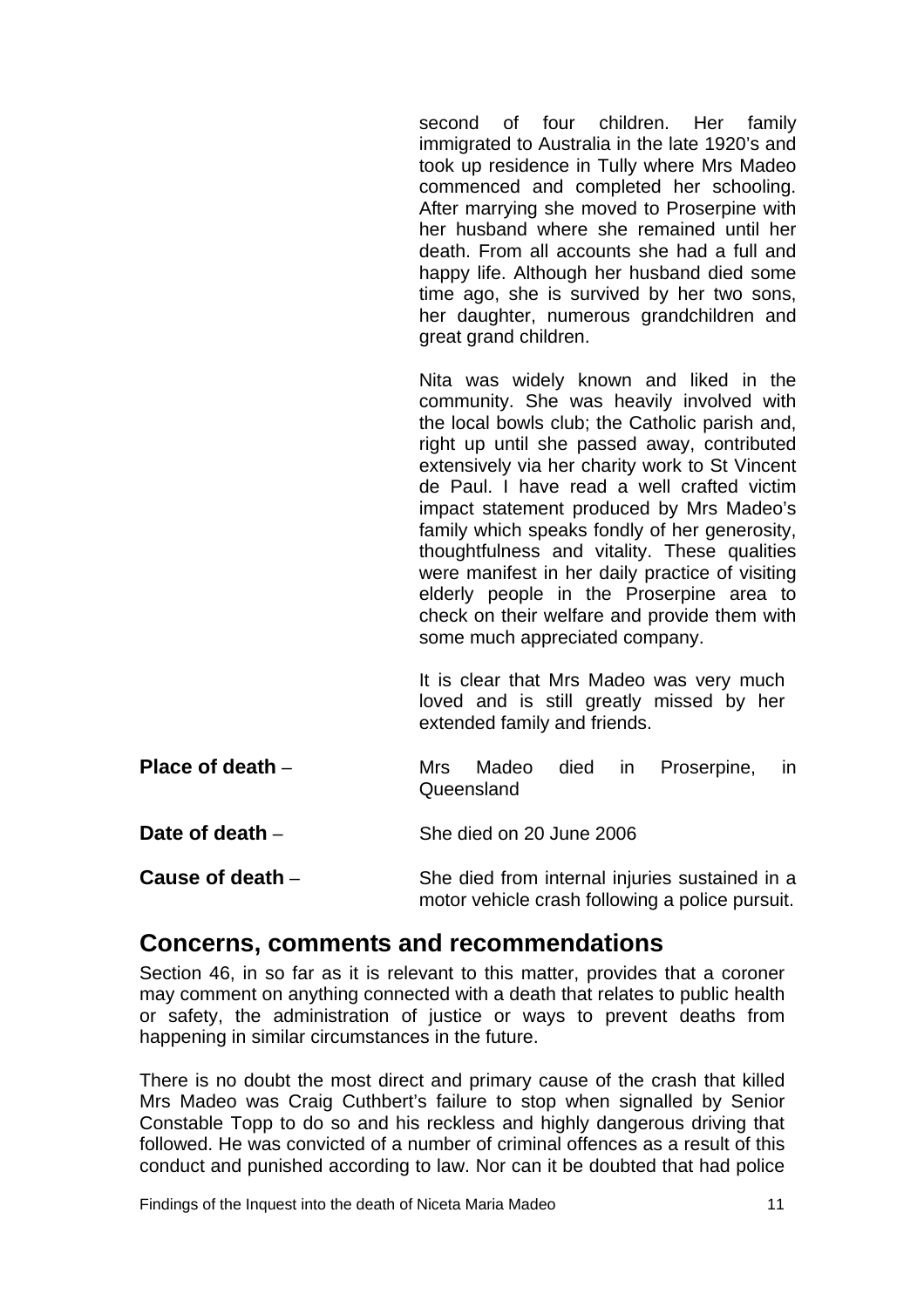second of four children. Her family immigrated to Australia in the late 1920's and took up residence in Tully where Mrs Madeo commenced and completed her schooling. After marrying she moved to Proserpine with her husband where she remained until her death. From all accounts she had a full and happy life. Although her husband died some time ago, she is survived by her two sons, her daughter, numerous grandchildren and great grand children.

Nita was widely known and liked in the community. She was heavily involved with the local bowls club; the Catholic parish and, right up until she passed away, contributed extensively via her charity work to St Vincent de Paul. I have read a well crafted victim impact statement produced by Mrs Madeo's family which speaks fondly of her generosity, thoughtfulness and vitality. These qualities were manifest in her daily practice of visiting elderly people in the Proserpine area to check on their welfare and provide them with some much appreciated company.

It is clear that Mrs Madeo was very much loved and is still greatly missed by her extended family and friends.

**Place of death** – Mrs Madeo died in Proserpine, in Queensland

**Date of death** – She died on 20 June 2006

**Cause of death** – She died from internal injuries sustained in a motor vehicle crash following a police pursuit.

## Concerns, comments and recommendations

Section 46, in so far as it is relevant to this matter, provides that a coroner may comment on anything connected with a death that relates to public health or safety, the administration of justice or ways to prevent deaths from happening in similar circumstances in the future.

There is no doubt the most direct and primary cause of the crash that killed Mrs Madeo was Craig Cuthbert's failure to stop when signalled by Senior Constable Topp to do so and his reckless and highly dangerous driving that followed. He was convicted of a number of criminal offences as a result of this conduct and punished according to law. Nor can it be doubted that had police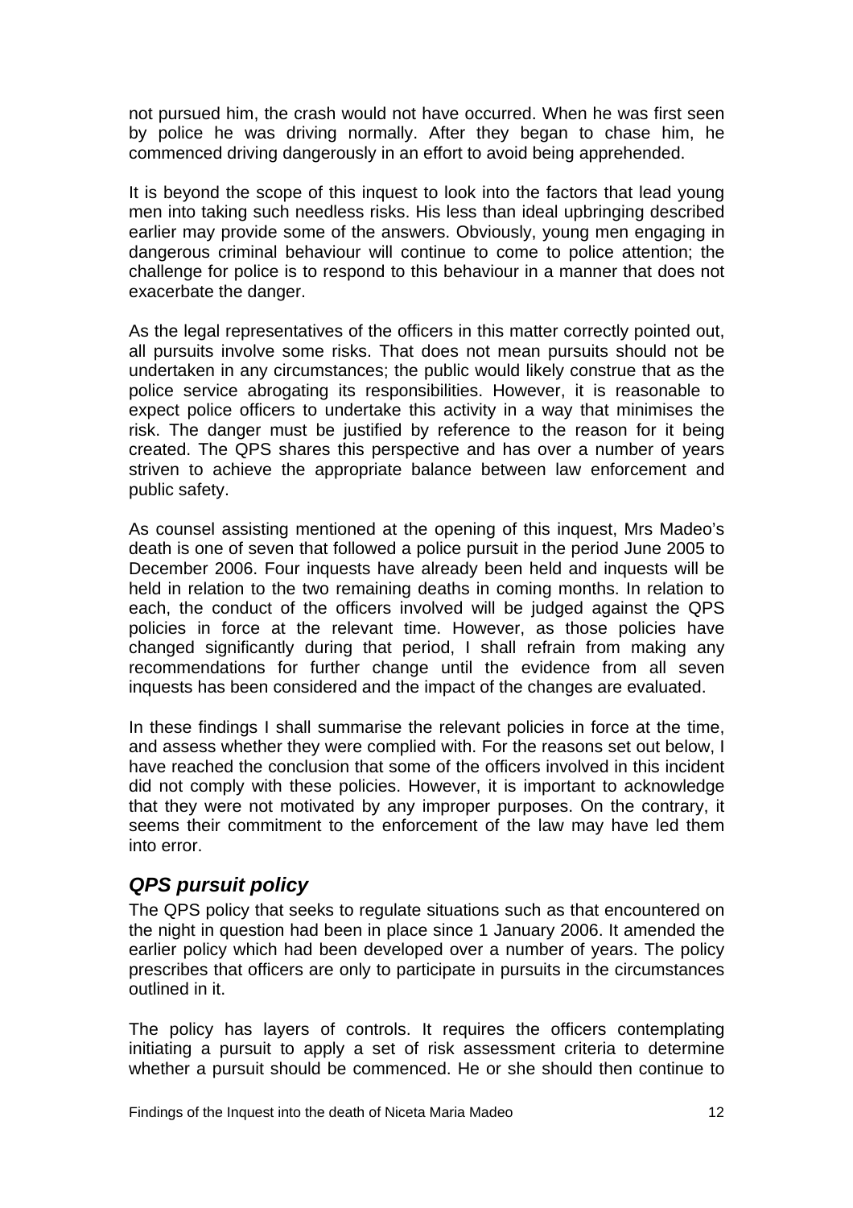not pursued him, the crash would not have occurred. When he was first seen by police he was driving normally. After they began to chase him, he commenced driving dangerously in an effort to avoid being apprehended.

It is beyond the scope of this inquest to look into the factors that lead young men into taking such needless risks. His less than ideal upbringing described earlier may provide some of the answers. Obviously, young men engaging in dangerous criminal behaviour will continue to come to police attention; the challenge for police is to respond to this behaviour in a manner that does not exacerbate the danger.

As the legal representatives of the officers in this matter correctly pointed out, all pursuits involve some risks. That does not mean pursuits should not be undertaken in any circumstances; the public would likely construe that as the police service abrogating its responsibilities. However, it is reasonable to expect police officers to undertake this activity in a way that minimises the risk. The danger must be justified by reference to the reason for it being created. The QPS shares this perspective and has over a number of years striven to achieve the appropriate balance between law enforcement and public safety.

As counsel assisting mentioned at the opening of this inquest, Mrs Madeo's death is one of seven that followed a police pursuit in the period June 2005 to December 2006. Four inquests have already been held and inquests will be held in relation to the two remaining deaths in coming months. In relation to each, the conduct of the officers involved will be judged against the QPS policies in force at the relevant time. However, as those policies have changed significantly during that period, I shall refrain from making any recommendations for further change until the evidence from all seven inquests has been considered and the impact of the changes are evaluated.

In these findings I shall summarise the relevant policies in force at the time, and assess whether they were complied with. For the reasons set out below, I have reached the conclusion that some of the officers involved in this incident did not comply with these policies. However, it is important to acknowledge that they were not motivated by any improper purposes. On the contrary, it seems their commitment to the enforcement of the law may have led them into error.

## *QPS pursuit policy*

The QPS policy that seeks to regulate situations such as that encountered on the night in question had been in place since 1 January 2006. It amended the earlier policy which had been developed over a number of years. The policy prescribes that officers are only to participate in pursuits in the circumstances outlined in it.

The policy has layers of controls. It requires the officers contemplating initiating a pursuit to apply a set of risk assessment criteria to determine whether a pursuit should be commenced. He or she should then continue to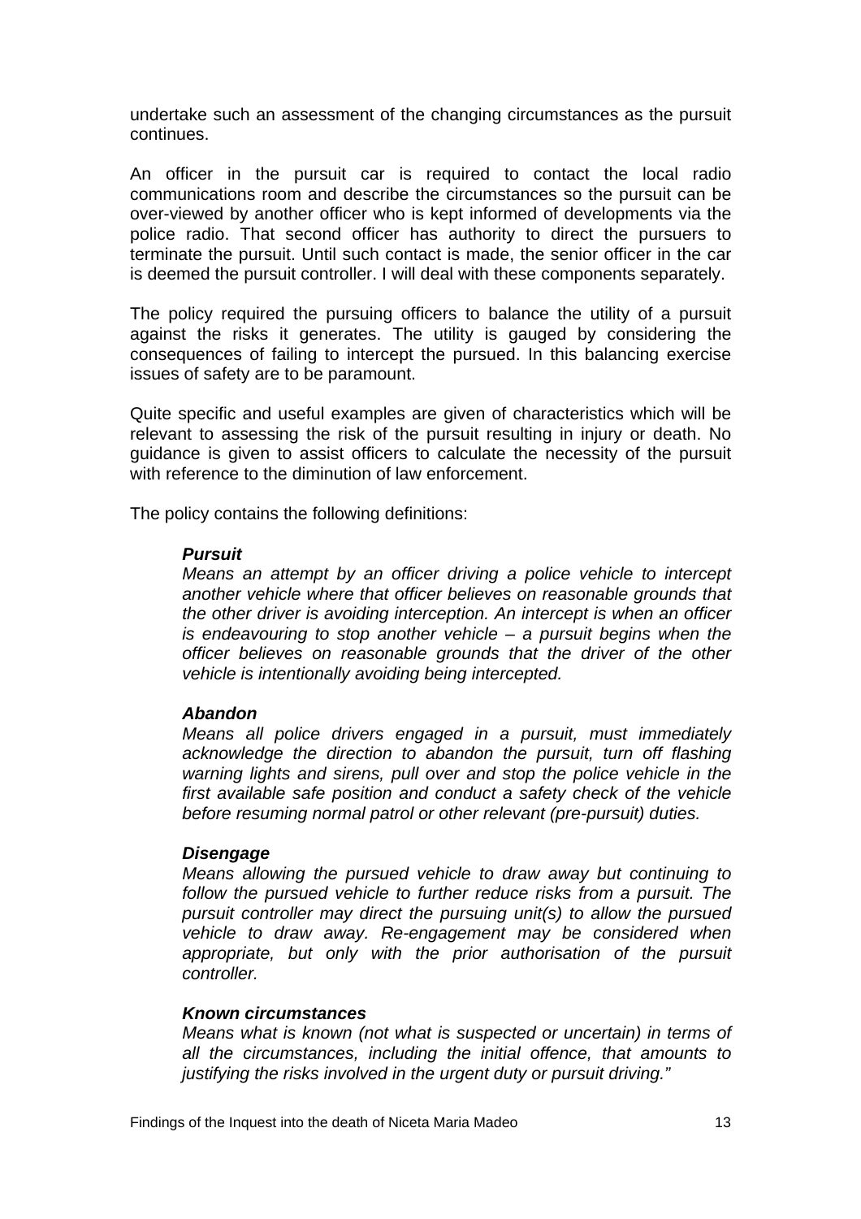undertake such an assessment of the changing circumstances as the pursuit continues.

An officer in the pursuit car is required to contact the local radio communications room and describe the circumstances so the pursuit can be over-viewed by another officer who is kept informed of developments via the police radio. That second officer has authority to direct the pursuers to terminate the pursuit. Until such contact is made, the senior officer in the car is deemed the pursuit controller. I will deal with these components separately.

The policy required the pursuing officers to balance the utility of a pursuit against the risks it generates. The utility is gauged by considering the consequences of failing to intercept the pursued. In this balancing exercise issues of safety are to be paramount.

Quite specific and useful examples are given of characteristics which will be relevant to assessing the risk of the pursuit resulting in injury or death. No guidance is given to assist officers to calculate the necessity of the pursuit with reference to the diminution of law enforcement.

The policy contains the following definitions:

> ***Pursuit***
> *Means an attempt by an officer driving a police vehicle to intercept another vehicle where that officer believes on reasonable grounds that the other driver is avoiding interception. An intercept is when an officer is endeavouring to stop another vehicle – a pursuit begins when the officer believes on reasonable grounds that the driver of the other vehicle is intentionally avoiding being intercepted.*
>
> ***Abandon***
> *Means all police drivers engaged in a pursuit, must immediately acknowledge the direction to abandon the pursuit, turn off flashing warning lights and sirens, pull over and stop the police vehicle in the first available safe position and conduct a safety check of the vehicle before resuming normal patrol or other relevant (pre-pursuit) duties.*
>
> ***Disengage***
> *Means allowing the pursued vehicle to draw away but continuing to follow the pursued vehicle to further reduce risks from a pursuit. The pursuit controller may direct the pursuing unit(s) to allow the pursued vehicle to draw away. Re-engagement may be considered when appropriate, but only with the prior authorisation of the pursuit controller.*
>
> ***Known circumstances***
> *Means what is known (not what is suspected or uncertain) in terms of all the circumstances, including the initial offence, that amounts to justifying the risks involved in the urgent duty or pursuit driving."*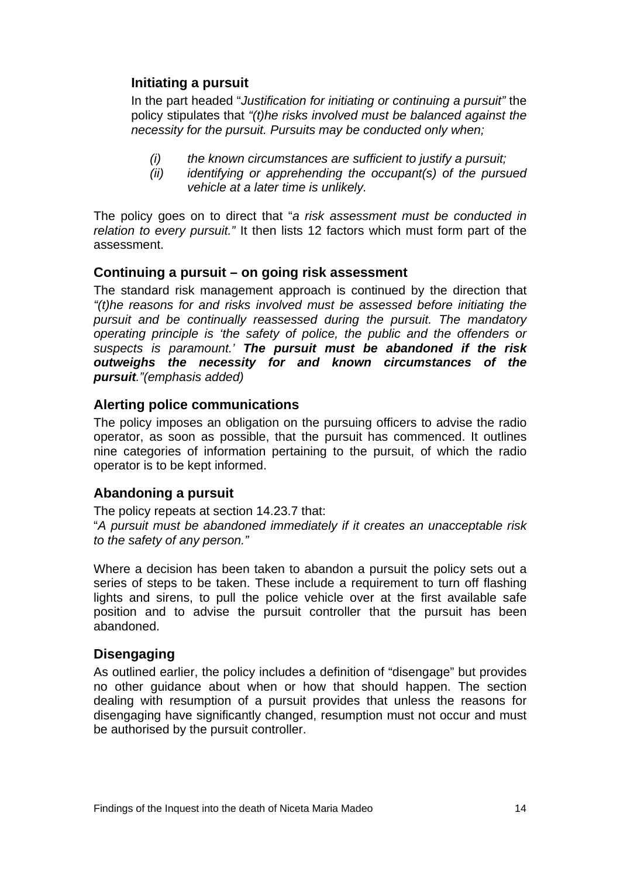### Initiating a pursuit

In the part headed "*Justification for initiating or continuing a pursuit"* the policy stipulates that *"(t)he risks involved must be balanced against the necessity for the pursuit. Pursuits may be conducted only when;*

- *(i) the known circumstances are sufficient to justify a pursuit;*
- *(ii) identifying or apprehending the occupant(s) of the pursued vehicle at a later time is unlikely.*

The policy goes on to direct that "*a risk assessment must be conducted in relation to every pursuit."* It then lists 12 factors which must form part of the assessment.

### Continuing a pursuit – on going risk assessment

The standard risk management approach is continued by the direction that *"(t)he reasons for and risks involved must be assessed before initiating the pursuit and be continually reassessed during the pursuit. The mandatory operating principle is 'the safety of police, the public and the offenders or suspects is paramount.'* ***The pursuit must be abandoned if the risk outweighs the necessity for and known circumstances of the pursuit****."(emphasis added)*

### Alerting police communications

The policy imposes an obligation on the pursuing officers to advise the radio operator, as soon as possible, that the pursuit has commenced. It outlines nine categories of information pertaining to the pursuit, of which the radio operator is to be kept informed.

### Abandoning a pursuit

The policy repeats at section 14.23.7 that:
"*A pursuit must be abandoned immediately if it creates an unacceptable risk to the safety of any person."*

Where a decision has been taken to abandon a pursuit the policy sets out a series of steps to be taken. These include a requirement to turn off flashing lights and sirens, to pull the police vehicle over at the first available safe position and to advise the pursuit controller that the pursuit has been abandoned.

### Disengaging

As outlined earlier, the policy includes a definition of "disengage" but provides no other guidance about when or how that should happen. The section dealing with resumption of a pursuit provides that unless the reasons for disengaging have significantly changed, resumption must not occur and must be authorised by the pursuit controller.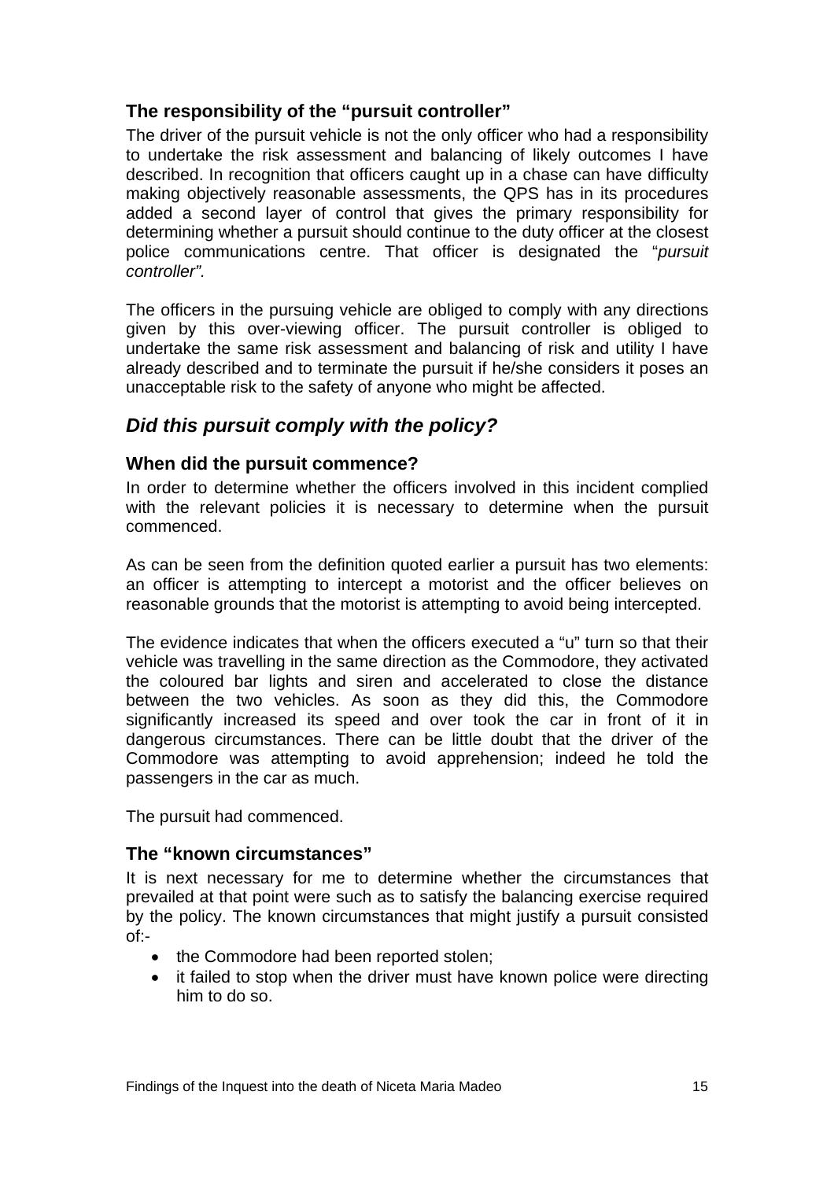### The responsibility of the "pursuit controller"

The driver of the pursuit vehicle is not the only officer who had a responsibility to undertake the risk assessment and balancing of likely outcomes I have described. In recognition that officers caught up in a chase can have difficulty making objectively reasonable assessments, the QPS has in its procedures added a second layer of control that gives the primary responsibility for determining whether a pursuit should continue to the duty officer at the closest police communications centre. That officer is designated the "*pursuit controller".*

The officers in the pursuing vehicle are obliged to comply with any directions given by this over-viewing officer. The pursuit controller is obliged to undertake the same risk assessment and balancing of risk and utility I have already described and to terminate the pursuit if he/she considers it poses an unacceptable risk to the safety of anyone who might be affected.

## *Did this pursuit comply with the policy?*

### When did the pursuit commence?

In order to determine whether the officers involved in this incident complied with the relevant policies it is necessary to determine when the pursuit commenced.

As can be seen from the definition quoted earlier a pursuit has two elements: an officer is attempting to intercept a motorist and the officer believes on reasonable grounds that the motorist is attempting to avoid being intercepted.

The evidence indicates that when the officers executed a "u" turn so that their vehicle was travelling in the same direction as the Commodore, they activated the coloured bar lights and siren and accelerated to close the distance between the two vehicles. As soon as they did this, the Commodore significantly increased its speed and over took the car in front of it in dangerous circumstances. There can be little doubt that the driver of the Commodore was attempting to avoid apprehension; indeed he told the passengers in the car as much.

The pursuit had commenced.

### The "known circumstances"

It is next necessary for me to determine whether the circumstances that prevailed at that point were such as to satisfy the balancing exercise required by the policy. The known circumstances that might justify a pursuit consisted of:-

- the Commodore had been reported stolen;
- it failed to stop when the driver must have known police were directing him to do so.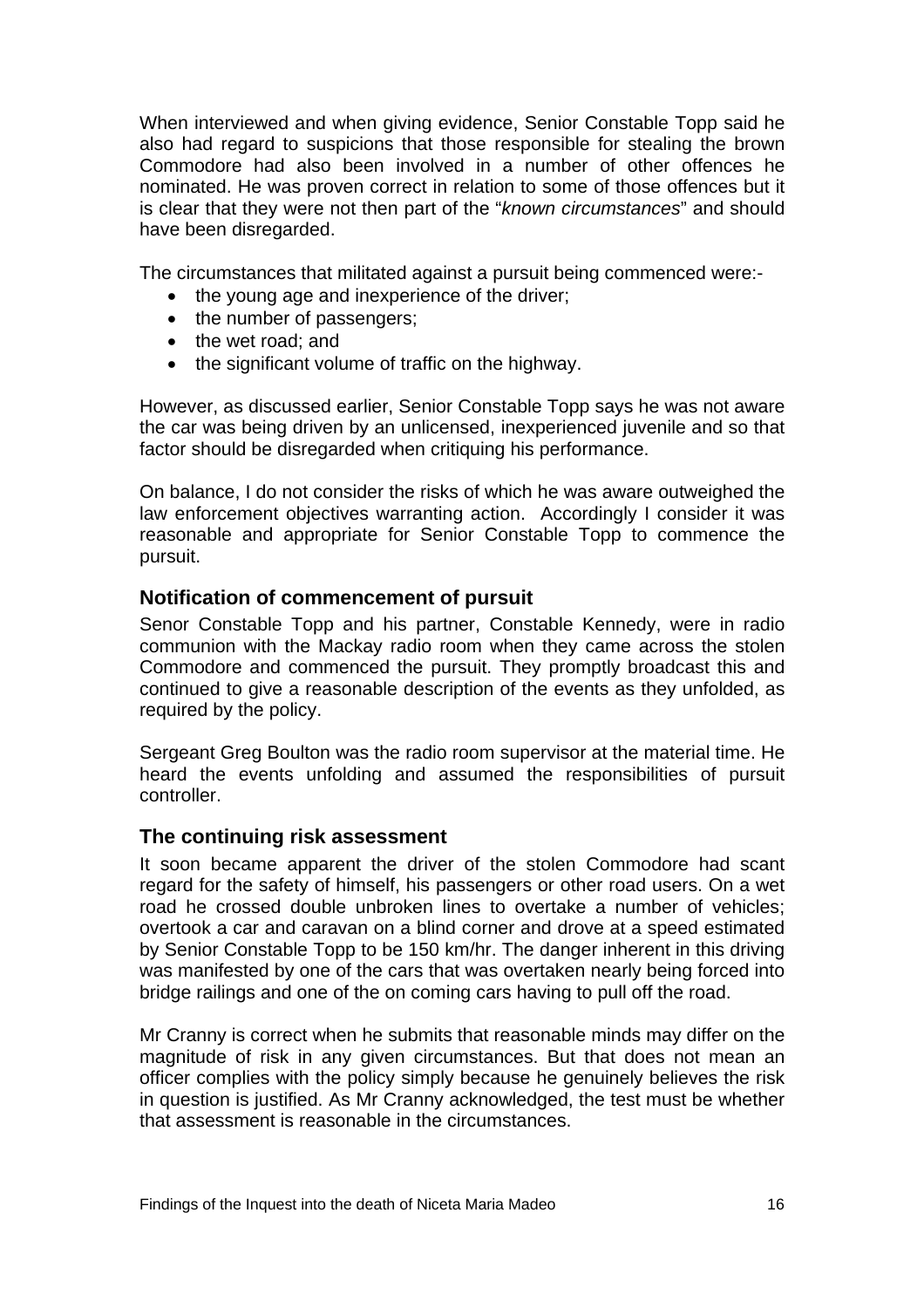When interviewed and when giving evidence, Senior Constable Topp said he also had regard to suspicions that those responsible for stealing the brown Commodore had also been involved in a number of other offences he nominated. He was proven correct in relation to some of those offences but it is clear that they were not then part of the "*known circumstances*" and should have been disregarded.

The circumstances that militated against a pursuit being commenced were:-

- the young age and inexperience of the driver;
- the number of passengers;
- the wet road; and
- the significant volume of traffic on the highway.

However, as discussed earlier, Senior Constable Topp says he was not aware the car was being driven by an unlicensed, inexperienced juvenile and so that factor should be disregarded when critiquing his performance.

On balance, I do not consider the risks of which he was aware outweighed the law enforcement objectives warranting action. Accordingly I consider it was reasonable and appropriate for Senior Constable Topp to commence the pursuit.

### Notification of commencement of pursuit

Senor Constable Topp and his partner, Constable Kennedy, were in radio communion with the Mackay radio room when they came across the stolen Commodore and commenced the pursuit. They promptly broadcast this and continued to give a reasonable description of the events as they unfolded, as required by the policy.

Sergeant Greg Boulton was the radio room supervisor at the material time. He heard the events unfolding and assumed the responsibilities of pursuit controller.

### The continuing risk assessment

It soon became apparent the driver of the stolen Commodore had scant regard for the safety of himself, his passengers or other road users. On a wet road he crossed double unbroken lines to overtake a number of vehicles; overtook a car and caravan on a blind corner and drove at a speed estimated by Senior Constable Topp to be 150 km/hr. The danger inherent in this driving was manifested by one of the cars that was overtaken nearly being forced into bridge railings and one of the on coming cars having to pull off the road.

Mr Cranny is correct when he submits that reasonable minds may differ on the magnitude of risk in any given circumstances. But that does not mean an officer complies with the policy simply because he genuinely believes the risk in question is justified. As Mr Cranny acknowledged, the test must be whether that assessment is reasonable in the circumstances.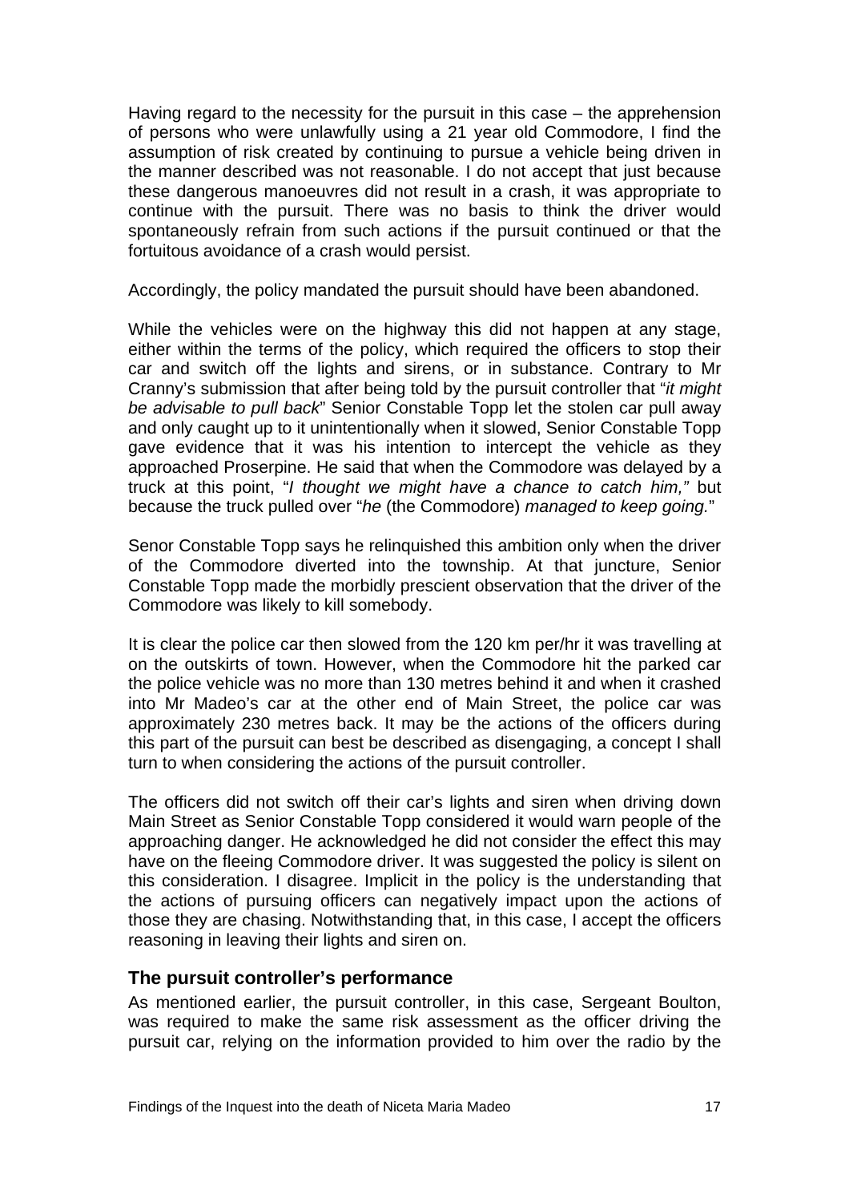Having regard to the necessity for the pursuit in this case – the apprehension of persons who were unlawfully using a 21 year old Commodore, I find the assumption of risk created by continuing to pursue a vehicle being driven in the manner described was not reasonable. I do not accept that just because these dangerous manoeuvres did not result in a crash, it was appropriate to continue with the pursuit. There was no basis to think the driver would spontaneously refrain from such actions if the pursuit continued or that the fortuitous avoidance of a crash would persist.

Accordingly, the policy mandated the pursuit should have been abandoned.

While the vehicles were on the highway this did not happen at any stage, either within the terms of the policy, which required the officers to stop their car and switch off the lights and sirens, or in substance. Contrary to Mr Cranny's submission that after being told by the pursuit controller that "*it might be advisable to pull back*" Senior Constable Topp let the stolen car pull away and only caught up to it unintentionally when it slowed, Senior Constable Topp gave evidence that it was his intention to intercept the vehicle as they approached Proserpine. He said that when the Commodore was delayed by a truck at this point, "*I thought we might have a chance to catch him,"* but because the truck pulled over "*he* (the Commodore) *managed to keep going.*"

Senor Constable Topp says he relinquished this ambition only when the driver of the Commodore diverted into the township. At that juncture, Senior Constable Topp made the morbidly prescient observation that the driver of the Commodore was likely to kill somebody.

It is clear the police car then slowed from the 120 km per/hr it was travelling at on the outskirts of town. However, when the Commodore hit the parked car the police vehicle was no more than 130 metres behind it and when it crashed into Mr Madeo's car at the other end of Main Street, the police car was approximately 230 metres back. It may be the actions of the officers during this part of the pursuit can best be described as disengaging, a concept I shall turn to when considering the actions of the pursuit controller.

The officers did not switch off their car's lights and siren when driving down Main Street as Senior Constable Topp considered it would warn people of the approaching danger. He acknowledged he did not consider the effect this may have on the fleeing Commodore driver. It was suggested the policy is silent on this consideration. I disagree. Implicit in the policy is the understanding that the actions of pursuing officers can negatively impact upon the actions of those they are chasing. Notwithstanding that, in this case, I accept the officers reasoning in leaving their lights and siren on.

### The pursuit controller's performance

As mentioned earlier, the pursuit controller, in this case, Sergeant Boulton, was required to make the same risk assessment as the officer driving the pursuit car, relying on the information provided to him over the radio by the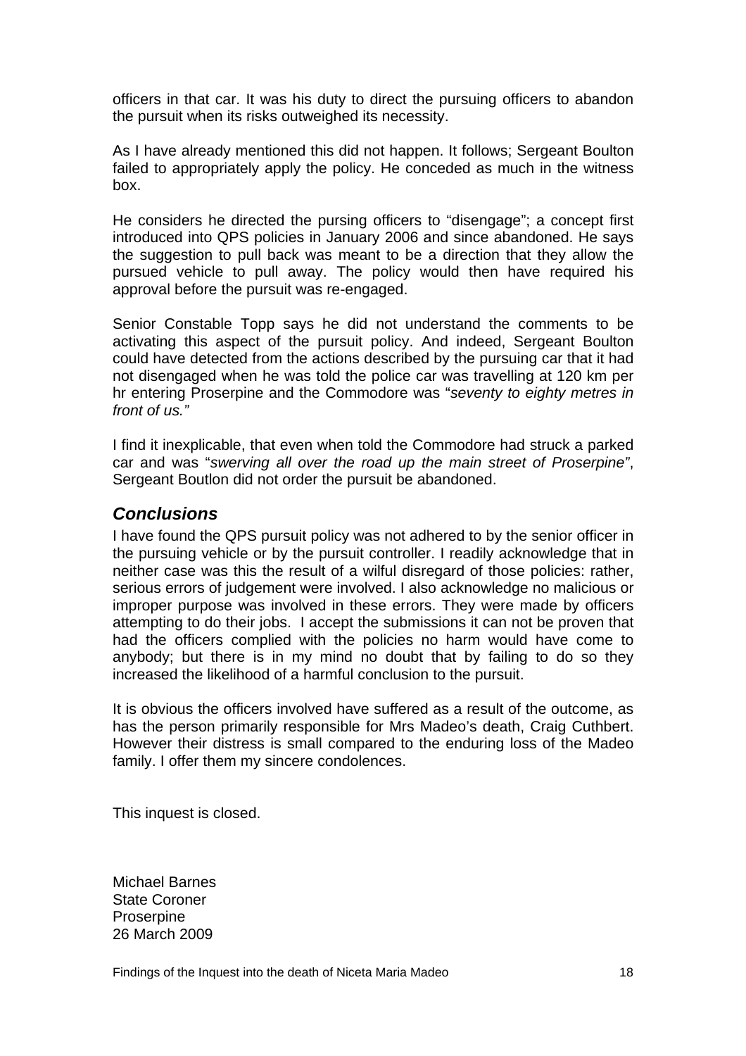officers in that car. It was his duty to direct the pursuing officers to abandon the pursuit when its risks outweighed its necessity.

As I have already mentioned this did not happen. It follows; Sergeant Boulton failed to appropriately apply the policy. He conceded as much in the witness box.

He considers he directed the pursing officers to "disengage"; a concept first introduced into QPS policies in January 2006 and since abandoned. He says the suggestion to pull back was meant to be a direction that they allow the pursued vehicle to pull away. The policy would then have required his approval before the pursuit was re-engaged.

Senior Constable Topp says he did not understand the comments to be activating this aspect of the pursuit policy. And indeed, Sergeant Boulton could have detected from the actions described by the pursuing car that it had not disengaged when he was told the police car was travelling at 120 km per hr entering Proserpine and the Commodore was "*seventy to eighty metres in front of us."*

I find it inexplicable, that even when told the Commodore had struck a parked car and was "*swerving all over the road up the main street of Proserpine"*, Sergeant Boutlon did not order the pursuit be abandoned.

## *Conclusions*

I have found the QPS pursuit policy was not adhered to by the senior officer in the pursuing vehicle or by the pursuit controller. I readily acknowledge that in neither case was this the result of a wilful disregard of those policies: rather, serious errors of judgement were involved. I also acknowledge no malicious or improper purpose was involved in these errors. They were made by officers attempting to do their jobs. I accept the submissions it can not be proven that had the officers complied with the policies no harm would have come to anybody; but there is in my mind no doubt that by failing to do so they increased the likelihood of a harmful conclusion to the pursuit.

It is obvious the officers involved have suffered as a result of the outcome, as has the person primarily responsible for Mrs Madeo's death, Craig Cuthbert. However their distress is small compared to the enduring loss of the Madeo family. I offer them my sincere condolences.

This inquest is closed.

Michael Barnes
State Coroner
Proserpine
26 March 2009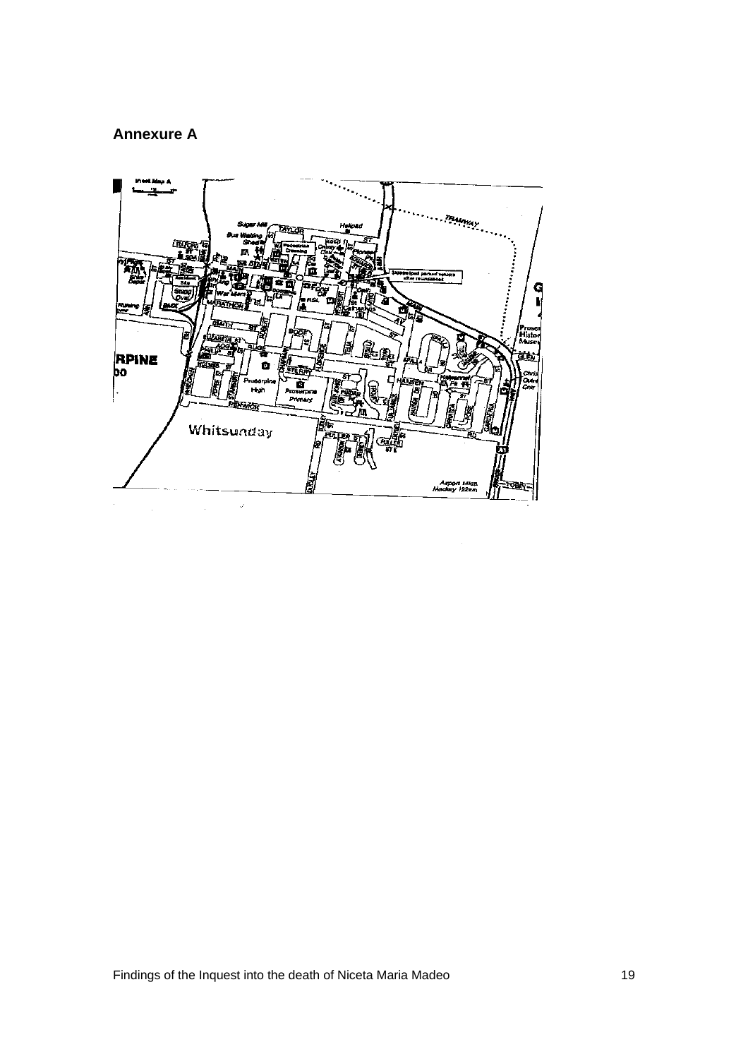# Annexure A